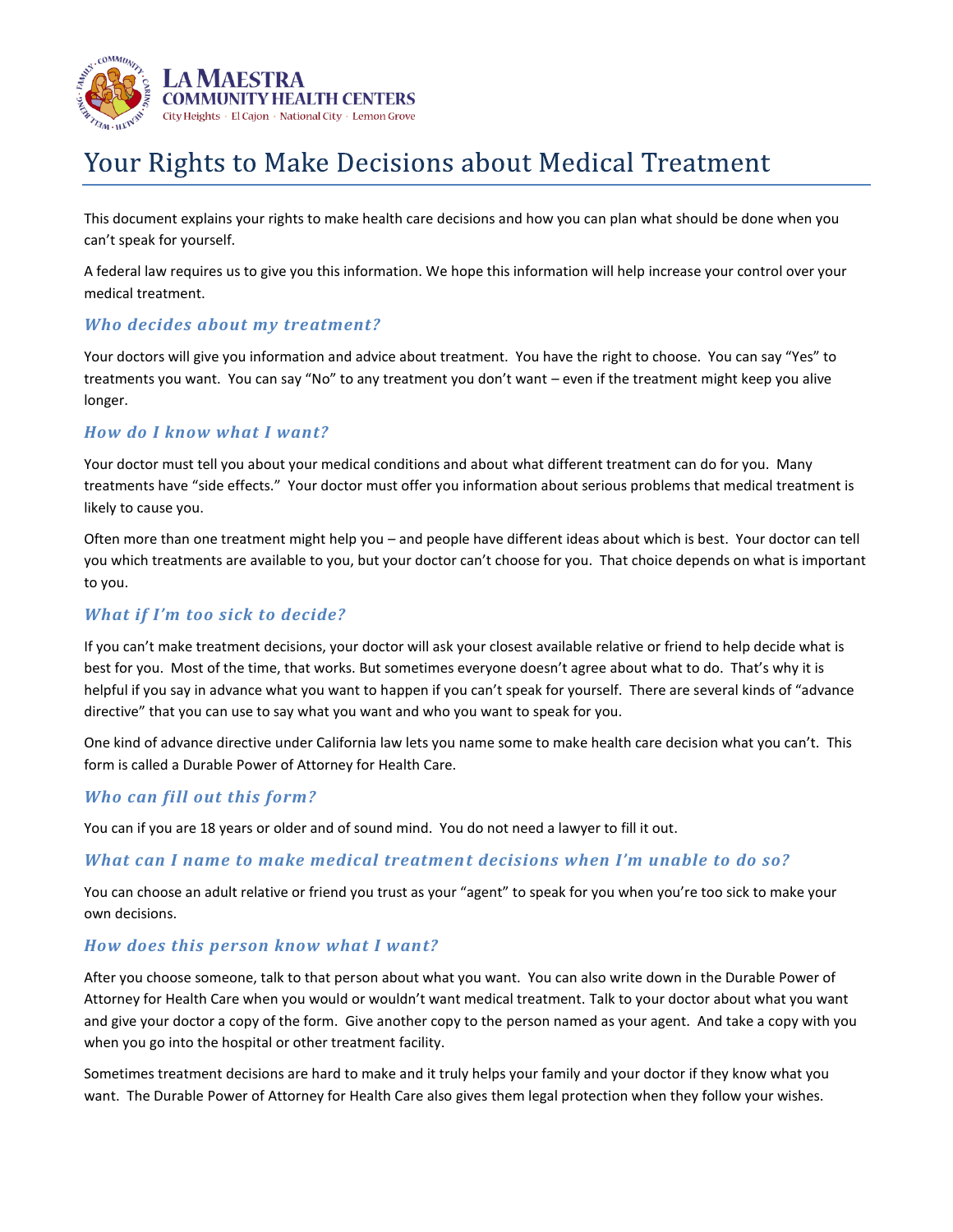LA MAESTRA COMMUNITY HEALTH CENTERS
City Heights · El Cajon · National City · Lemon Grove

# Your Rights to Make Decisions about Medical Treatment

This document explains your rights to make health care decisions and how you can plan what should be done when you can't speak for yourself.

A federal law requires us to give you this information. We hope this information will help increase your control over your medical treatment.

### *Who decides about my treatment?*

Your doctors will give you information and advice about treatment. You have the right to choose. You can say "Yes" to treatments you want. You can say "No" to any treatment you don't want – even if the treatment might keep you alive longer.

### *How do I know what I want?*

Your doctor must tell you about your medical conditions and about what different treatment can do for you. Many treatments have "side effects." Your doctor must offer you information about serious problems that medical treatment is likely to cause you.

Often more than one treatment might help you – and people have different ideas about which is best. Your doctor can tell you which treatments are available to you, but your doctor can't choose for you. That choice depends on what is important to you.

### *What if I'm too sick to decide?*

If you can't make treatment decisions, your doctor will ask your closest available relative or friend to help decide what is best for you. Most of the time, that works. But sometimes everyone doesn't agree about what to do. That's why it is helpful if you say in advance what you want to happen if you can't speak for yourself. There are several kinds of "advance directive" that you can use to say what you want and who you want to speak for you.

One kind of advance directive under California law lets you name some to make health care decision what you can't. This form is called a Durable Power of Attorney for Health Care.

### *Who can fill out this form?*

You can if you are 18 years or older and of sound mind. You do not need a lawyer to fill it out.

### *What can I name to make medical treatment decisions when I'm unable to do so?*

You can choose an adult relative or friend you trust as your "agent" to speak for you when you're too sick to make your own decisions.

### *How does this person know what I want?*

After you choose someone, talk to that person about what you want. You can also write down in the Durable Power of Attorney for Health Care when you would or wouldn't want medical treatment. Talk to your doctor about what you want and give your doctor a copy of the form. Give another copy to the person named as your agent. And take a copy with you when you go into the hospital or other treatment facility.

Sometimes treatment decisions are hard to make and it truly helps your family and your doctor if they know what you want. The Durable Power of Attorney for Health Care also gives them legal protection when they follow your wishes.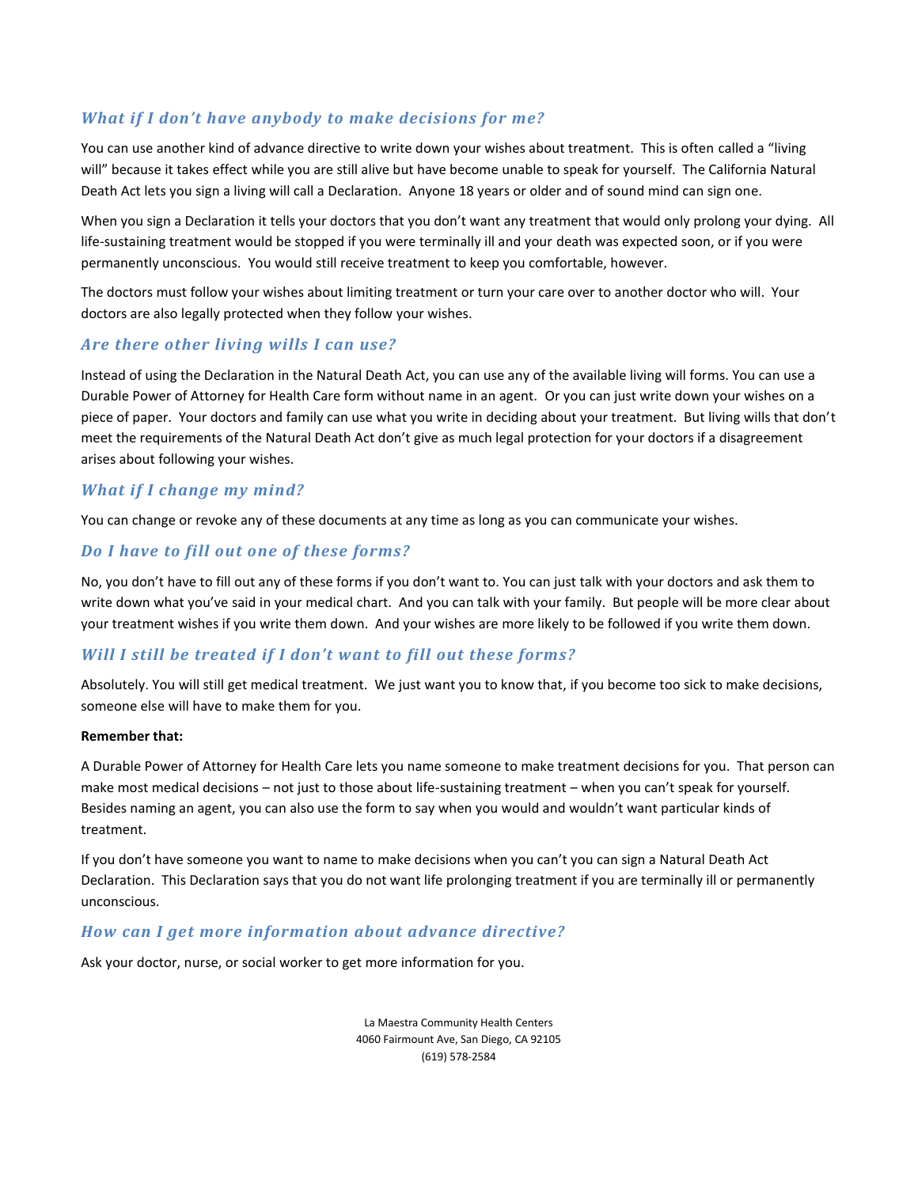### *What if I don't have anybody to make decisions for me?*

You can use another kind of advance directive to write down your wishes about treatment. This is often called a "living will" because it takes effect while you are still alive but have become unable to speak for yourself. The California Natural Death Act lets you sign a living will call a Declaration. Anyone 18 years or older and of sound mind can sign one.

When you sign a Declaration it tells your doctors that you don't want any treatment that would only prolong your dying. All life-sustaining treatment would be stopped if you were terminally ill and your death was expected soon, or if you were permanently unconscious. You would still receive treatment to keep you comfortable, however.

The doctors must follow your wishes about limiting treatment or turn your care over to another doctor who will. Your doctors are also legally protected when they follow your wishes.

### *Are there other living wills I can use?*

Instead of using the Declaration in the Natural Death Act, you can use any of the available living will forms. You can use a Durable Power of Attorney for Health Care form without name in an agent. Or you can just write down your wishes on a piece of paper. Your doctors and family can use what you write in deciding about your treatment. But living wills that don't meet the requirements of the Natural Death Act don't give as much legal protection for your doctors if a disagreement arises about following your wishes.

### *What if I change my mind?*

You can change or revoke any of these documents at any time as long as you can communicate your wishes.

### *Do I have to fill out one of these forms?*

No, you don't have to fill out any of these forms if you don't want to. You can just talk with your doctors and ask them to write down what you've said in your medical chart. And you can talk with your family. But people will be more clear about your treatment wishes if you write them down. And your wishes are more likely to be followed if you write them down.

### *Will I still be treated if I don't want to fill out these forms?*

Absolutely. You will still get medical treatment. We just want you to know that, if you become too sick to make decisions, someone else will have to make them for you.

**Remember that:**

A Durable Power of Attorney for Health Care lets you name someone to make treatment decisions for you. That person can make most medical decisions – not just to those about life-sustaining treatment – when you can't speak for yourself. Besides naming an agent, you can also use the form to say when you would and wouldn't want particular kinds of treatment.

If you don't have someone you want to name to make decisions when you can't you can sign a Natural Death Act Declaration. This Declaration says that you do not want life prolonging treatment if you are terminally ill or permanently unconscious.

### *How can I get more information about advance directive?*

Ask your doctor, nurse, or social worker to get more information for you.

La Maestra Community Health Centers
4060 Fairmount Ave, San Diego, CA 92105
(619) 578-2584